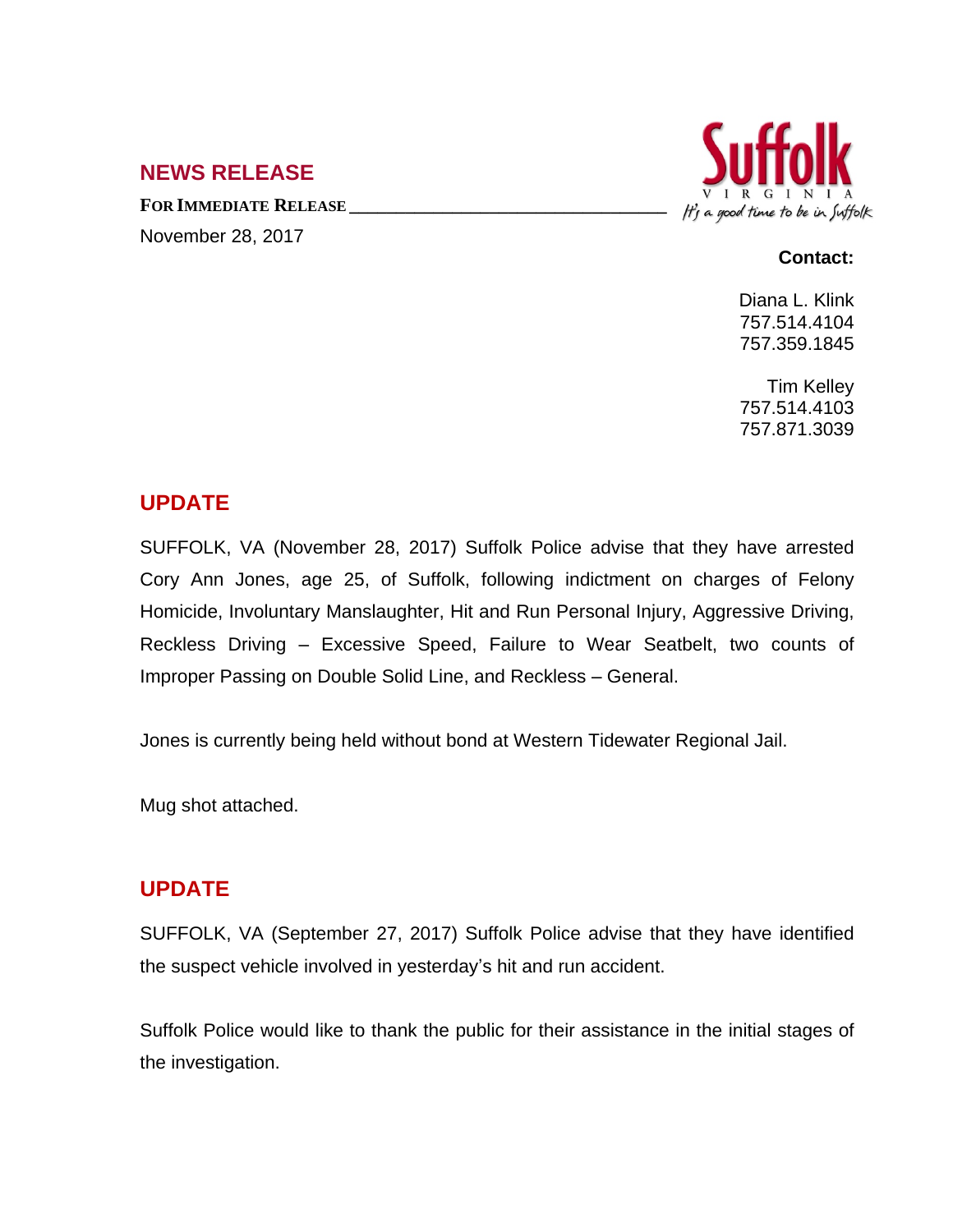## NEWS RELEASE

**FOR IMMEDIATE RELEASE**

November 28, 2017

Suffolk
VIRGINIA
*It's a good time to be in Suffolk*

**Contact:**

Diana L. Klink
757.514.4104
757.359.1845

Tim Kelley
757.514.4103
757.871.3039

## UPDATE

SUFFOLK, VA (November 28, 2017) Suffolk Police advise that they have arrested Cory Ann Jones, age 25, of Suffolk, following indictment on charges of Felony Homicide, Involuntary Manslaughter, Hit and Run Personal Injury, Aggressive Driving, Reckless Driving – Excessive Speed, Failure to Wear Seatbelt, two counts of Improper Passing on Double Solid Line, and Reckless – General.

Jones is currently being held without bond at Western Tidewater Regional Jail.

Mug shot attached.

## UPDATE

SUFFOLK, VA (September 27, 2017) Suffolk Police advise that they have identified the suspect vehicle involved in yesterday's hit and run accident.

Suffolk Police would like to thank the public for their assistance in the initial stages of the investigation.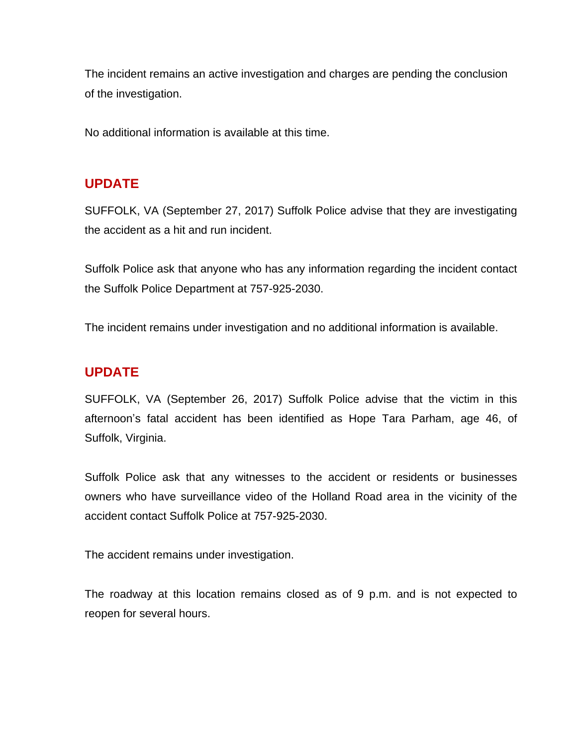The incident remains an active investigation and charges are pending the conclusion of the investigation.

No additional information is available at this time.

## UPDATE

SUFFOLK, VA (September 27, 2017) Suffolk Police advise that they are investigating the accident as a hit and run incident.

Suffolk Police ask that anyone who has any information regarding the incident contact the Suffolk Police Department at 757-925-2030.

The incident remains under investigation and no additional information is available.

## UPDATE

SUFFOLK, VA (September 26, 2017) Suffolk Police advise that the victim in this afternoon's fatal accident has been identified as Hope Tara Parham, age 46, of Suffolk, Virginia.

Suffolk Police ask that any witnesses to the accident or residents or businesses owners who have surveillance video of the Holland Road area in the vicinity of the accident contact Suffolk Police at 757-925-2030.

The accident remains under investigation.

The roadway at this location remains closed as of 9 p.m. and is not expected to reopen for several hours.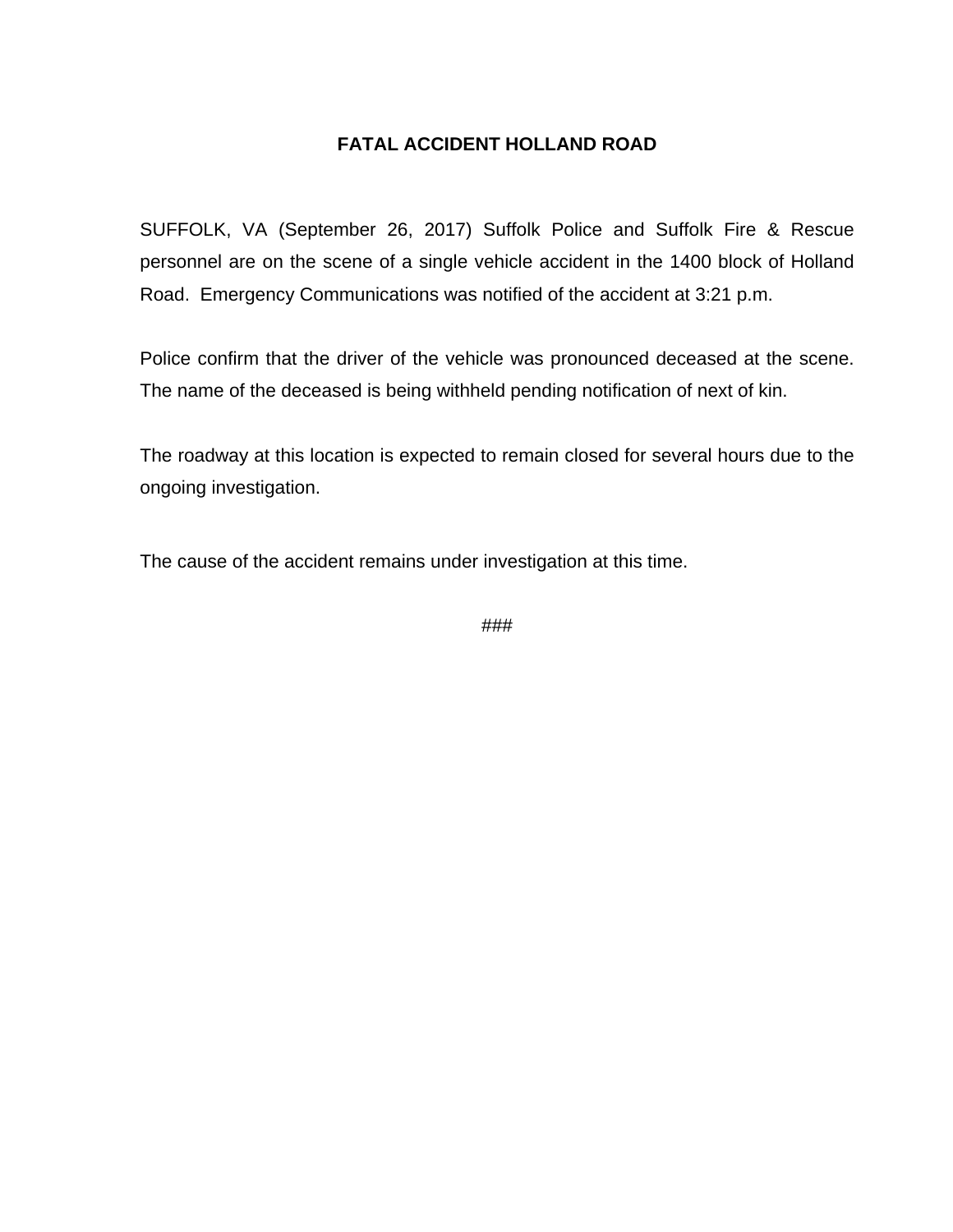# FATAL ACCIDENT HOLLAND ROAD

SUFFOLK, VA (September 26, 2017) Suffolk Police and Suffolk Fire & Rescue personnel are on the scene of a single vehicle accident in the 1400 block of Holland Road. Emergency Communications was notified of the accident at 3:21 p.m.

Police confirm that the driver of the vehicle was pronounced deceased at the scene. The name of the deceased is being withheld pending notification of next of kin.

The roadway at this location is expected to remain closed for several hours due to the ongoing investigation.

The cause of the accident remains under investigation at this time.

###